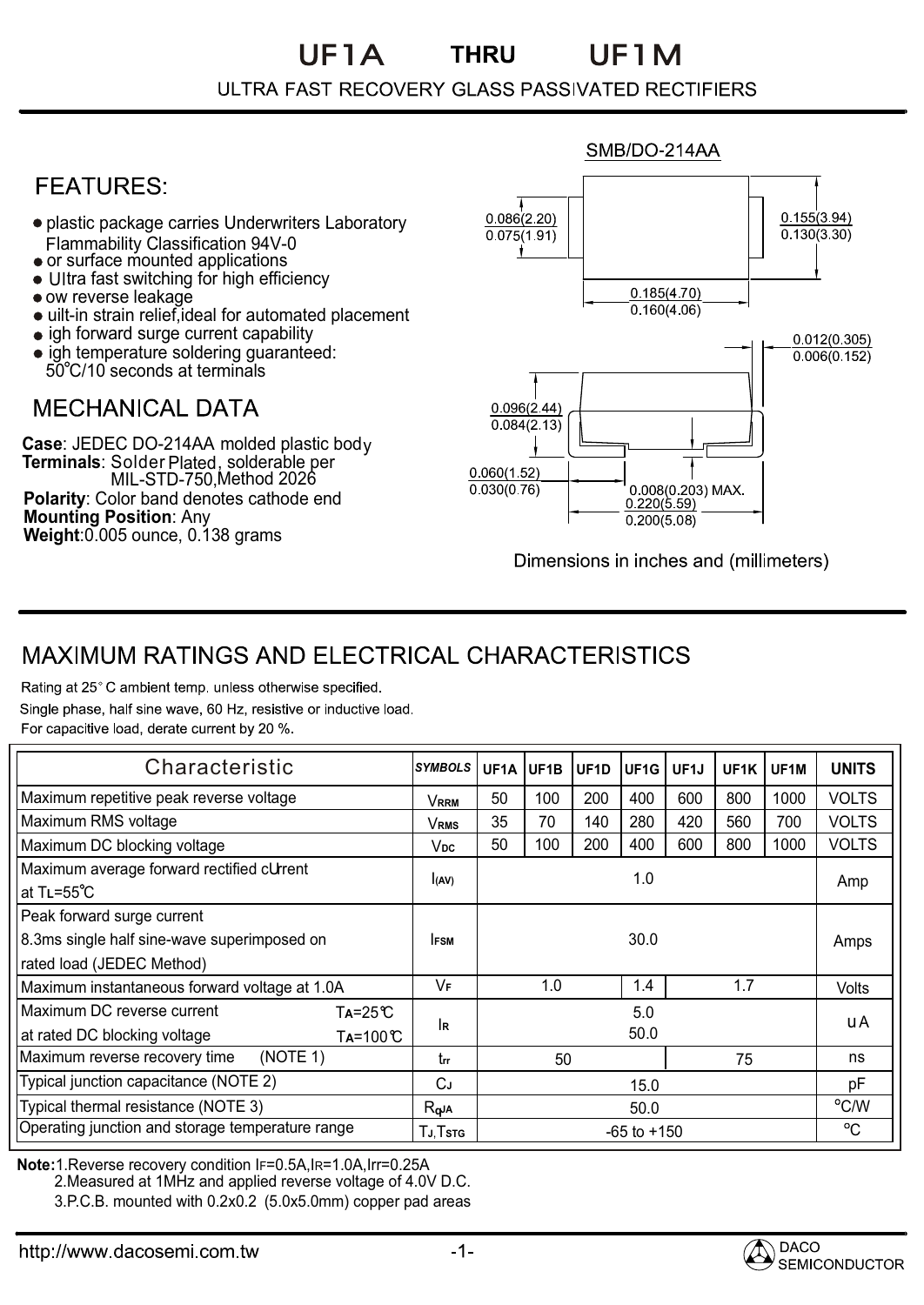# UF1A THRU UF1M

## ULTRA FAST RECOVERY GLASS PASSIVATED RECTIFIERS

SMB/DO-214AA

## FEATURES:

- plastic package carries Underwriters Laboratory Flammability Classification 94V-0
- or surface mounted applications
- Ultra fast switching for high efficiency
- ow reverse leakage
- uilt-in strain relief,ideal for automated placement
- igh forward surge current capability
- igh temperature soldering guaranteed: 50°C/10 seconds at terminals

## MECHANICAL DATA

**Case**: JEDEC DO-214AA molded plastic body
**Terminals**: Solder Plated, solderable per MIL-STD-750,Method 2026
**Polarity**: Color band denotes cathode end
**Mounting Position**: Any
**Weight**:0.005 ounce, 0.138 grams

0.086(2.20) / 0.075(1.91)
0.155(3.94) / 0.130(3.30)
0.185(4.70) / 0.160(4.06)
0.012(0.305) / 0.006(0.152)
0.096(2.44) / 0.084(2.13)
0.060(1.52) / 0.030(0.76)
0.008(0.203) MAX.
0.220(5.59) / 0.200(5.08)

Dimensions in inches and (millimeters)

## MAXIMUM RATINGS AND ELECTRICAL CHARACTERISTICS

Rating at 25° C ambient temp. unless otherwise specified.
Single phase, half sine wave, 60 Hz, resistive or inductive load.
For capacitive load, derate current by 20 %.

| Characteristic | SYMBOLS | UF1A | UF1B | UF1D | UF1G | UF1J | UF1K | UF1M | UNITS |
|---|---|---|---|---|---|---|---|---|---|
| Maximum repetitive peak reverse voltage | $V_{RRM}$ | 50 | 100 | 200 | 400 | 600 | 800 | 1000 | VOLTS |
| Maximum RMS voltage | $V_{RMS}$ | 35 | 70 | 140 | 280 | 420 | 560 | 700 | VOLTS |
| Maximum DC blocking voltage | $V_{DC}$ | 50 | 100 | 200 | 400 | 600 | 800 | 1000 | VOLTS |
| Maximum average forward rectified cUrrent at $T_L$=55℃ | $I_{(AV)}$ | 1.0 | | | | | | | Amp |
| Peak forward surge current 8.3ms single half sine-wave superimposed on rated load (JEDEC Method) | $I_{FSM}$ | 30.0 | | | | | | | Amps |
| Maximum instantaneous forward voltage at 1.0A | $V_F$ | 1.0 | | | 1.4 | 1.7 | | | Volts |
| Maximum DC reverse current at rated DC blocking voltage $T_A$=25℃ / $T_A$=100℃ | $I_R$ | 5.0 / 50.0 | | | | | | | uA |
| Maximum reverse recovery time (NOTE 1) | $t_{rr}$ | 50 | | | | 75 | | | ns |
| Typical junction capacitance (NOTE 2) | $C_J$ | 15.0 | | | | | | | pF |
| Typical thermal resistance (NOTE 3) | $R_{\theta JA}$ | 50.0 | | | | | | | °C/W |
| Operating junction and storage temperature range | $T_J, T_{STG}$ | -65 to +150 | | | | | | | °C |

**Note:**1.Reverse recovery condition $I_F$=0.5A,$I_R$=1.0A,$I_{rr}$=0.25A
2.Measured at 1MHz and applied reverse voltage of 4.0V D.C.
3.P.C.B. mounted with 0.2x0.2 (5.0x5.0mm) copper pad areas

http://www.dacosemi.com.tw

DACO SEMICONDUCTOR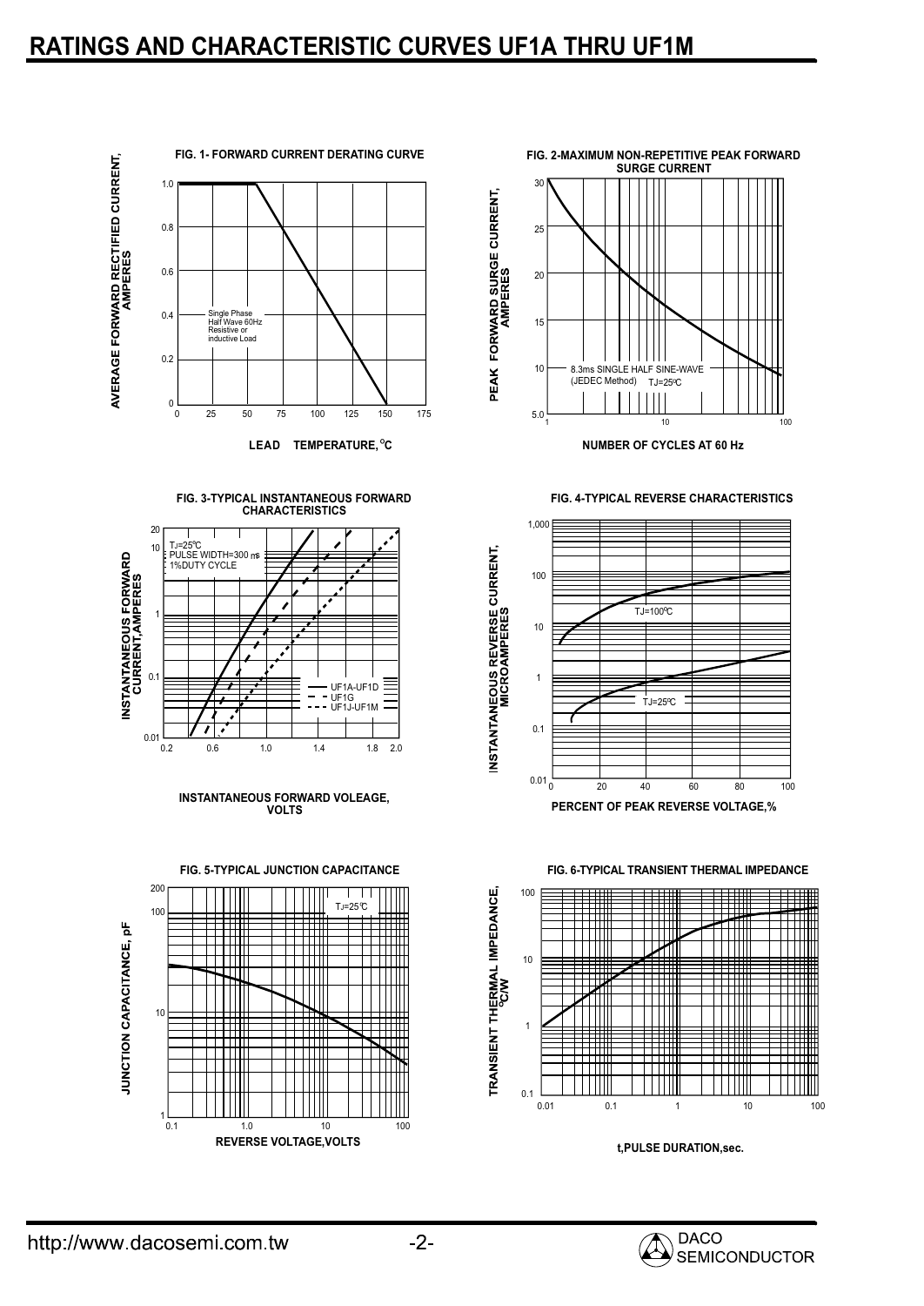# RATINGS AND CHARACTERISTIC CURVES UF1A THRU UF1M

FIG. 1- FORWARD CURRENT DERATING CURVE

AVERAGE FORWARD RECTIFIED CURRENT, AMPERES

1.0
0.8
0.6
0.4
0.2
0

Single Phase
Half Wave 60Hz
Resistive or
inductive Load

0 25 50 75 100 125 150 175

LEAD TEMPERATURE, °C

FIG. 2-MAXIMUM NON-REPETITIVE PEAK FORWARD SURGE CURRENT

PEAK FORWARD SURGE CURRENT, AMPERES

30
25
20
15
10
5.0

8.3ms SINGLE HALF SINE-WAVE
(JEDEC Method) TJ=25℃

1 10 100

NUMBER OF CYCLES AT 60 Hz

FIG. 3-TYPICAL INSTANTANEOUS FORWARD CHARACTERISTICS

INSTANTANEOUS FORWARD CURRENT,AMPERES

20
10
1
0.1
0.01

TJ=25℃
PULSE WIDTH=300 ns
1%DUTY CYCLE

UF1A-UF1D
UF1G
UF1J-UF1M

0.2 0.6 1.0 1.4 1.8 2.0

INSTANTANEOUS FORWARD VOLEAGE, VOLTS

FIG. 4-TYPICAL REVERSE CHARACTERISTICS

INSTANTANEOUS REVERSE CURRENT, MICROAMPERES

1,000
100
10
1
0.1
0.01

TJ=100℃

TJ=25℃

0 20 40 60 80 100

PERCENT OF PEAK REVERSE VOLTAGE,%

FIG. 5-TYPICAL JUNCTION CAPACITANCE

JUNCTION CAPACITANCE, pF

200
100
10
1

TJ=25℃

0.1 1.0 10 100

REVERSE VOLTAGE,VOLTS

FIG. 6-TYPICAL TRANSIENT THERMAL IMPEDANCE

TRANSIENT THERMAL IMPEDANCE, ℃/W

100
10
1
0.1

0.01 0.1 1 10 100

t,PULSE DURATION,sec.

http://www.dacosemi.com.tw

DACO SEMICONDUCTOR